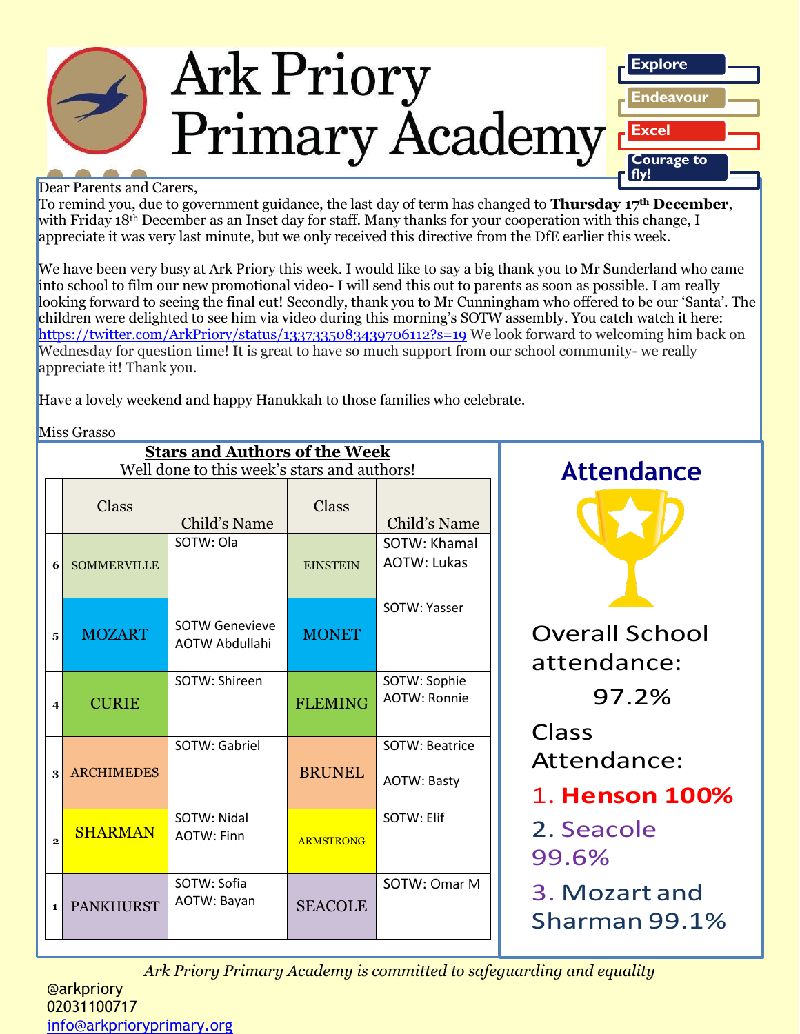# Ark Priory Primary Academy

Explore
Endeavour
Excel
Courage to fly!

Dear Parents and Carers,

To remind you, due to government guidance, the last day of term has changed to **Thursday 17th December**, with Friday 18th December as an Inset day for staff. Many thanks for your cooperation with this change, I appreciate it was very last minute, but we only received this directive from the DfE earlier this week.

We have been very busy at Ark Priory this week. I would like to say a big thank you to Mr Sunderland who came into school to film our new promotional video- I will send this out to parents as soon as possible. I am really looking forward to seeing the final cut! Secondly, thank you to Mr Cunningham who offered to be our 'Santa'. The children were delighted to see him via video during this morning's SOTW assembly. You catch watch it here: https://twitter.com/ArkPriory/status/1337335083439706112?s=19 We look forward to welcoming him back on Wednesday for question time! It is great to have so much support from our school community- we really appreciate it! Thank you.

Have a lovely weekend and happy Hanukkah to those families who celebrate.

Miss Grasso

## Stars and Authors of the Week

Well done to this week's stars and authors!

| | Class | Child's Name | Class | Child's Name |
|---|---|---|---|---|
| 6 | SOMMERVILLE | SOTW: Ola | EINSTEIN | SOTW: Khamal AOTW: Lukas |
| 5 | MOZART | SOTW Genevieve AOTW Abdullahi | MONET | SOTW: Yasser |
| 4 | CURIE | SOTW: Shireen | FLEMING | SOTW: Sophie AOTW: Ronnie |
| 3 | ARCHIMEDES | SOTW: Gabriel | BRUNEL | SOTW: Beatrice AOTW: Basty |
| 2 | SHARMAN | SOTW: Nidal AOTW: Finn | ARMSTRONG | SOTW: Elif |
| 1 | PANKHURST | SOTW: Sofia AOTW: Bayan | SEACOLE | SOTW: Omar M |

## Attendance

Overall School attendance:

97.2%

Class Attendance:

1. **Henson 100%**
2. Seacole 99.6%
3. Mozart and Sharman 99.1%

*Ark Priory Primary Academy is committed to safeguarding and equality*

@arkpriory
02031100717
info@arkprioryprimary.org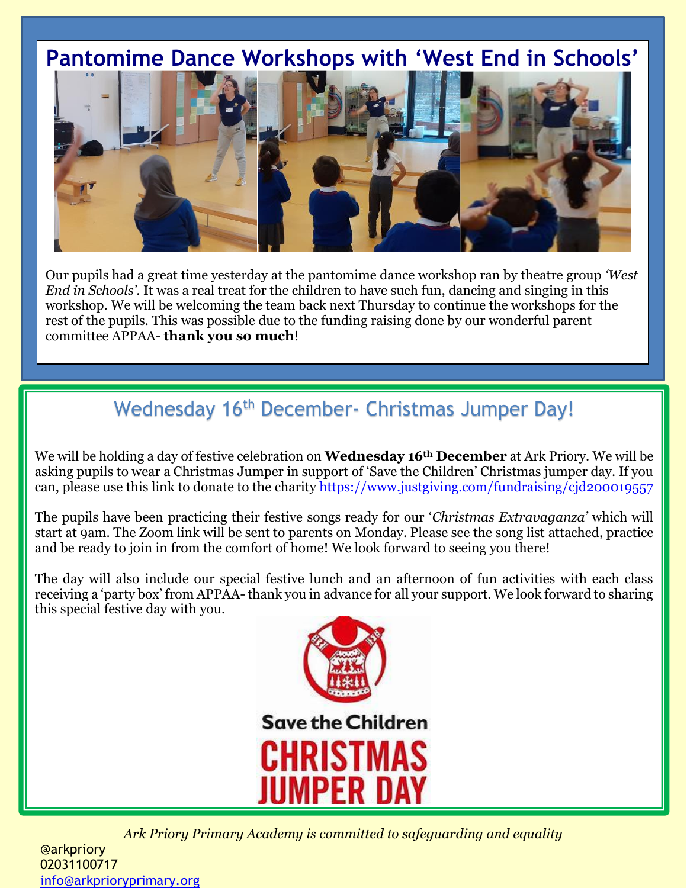## Pantomime Dance Workshops with 'West End in Schools'

Our pupils had a great time yesterday at the pantomime dance workshop ran by theatre group *'West End in Schools'*. It was a real treat for the children to have such fun, dancing and singing in this workshop. We will be welcoming the team back next Thursday to continue the workshops for the rest of the pupils. This was possible due to the funding raising done by our wonderful parent committee APPAA- **thank you so much**!

## Wednesday 16th December- Christmas Jumper Day!

We will be holding a day of festive celebration on **Wednesday 16th December** at Ark Priory. We will be asking pupils to wear a Christmas Jumper in support of 'Save the Children' Christmas jumper day. If you can, please use this link to donate to the charity https://www.justgiving.com/fundraising/cjd200019557

The pupils have been practicing their festive songs ready for our '*Christmas Extravaganza'* which will start at 9am. The Zoom link will be sent to parents on Monday. Please see the song list attached, practice and be ready to join in from the comfort of home! We look forward to seeing you there!

The day will also include our special festive lunch and an afternoon of fun activities with each class receiving a 'party box' from APPAA- thank you in advance for all your support. We look forward to sharing this special festive day with you.

Save the Children
CHRISTMAS JUMPER DAY

*Ark Priory Primary Academy is committed to safeguarding and equality*

@arkpriory
02031100717
info@arkprioryprimary.org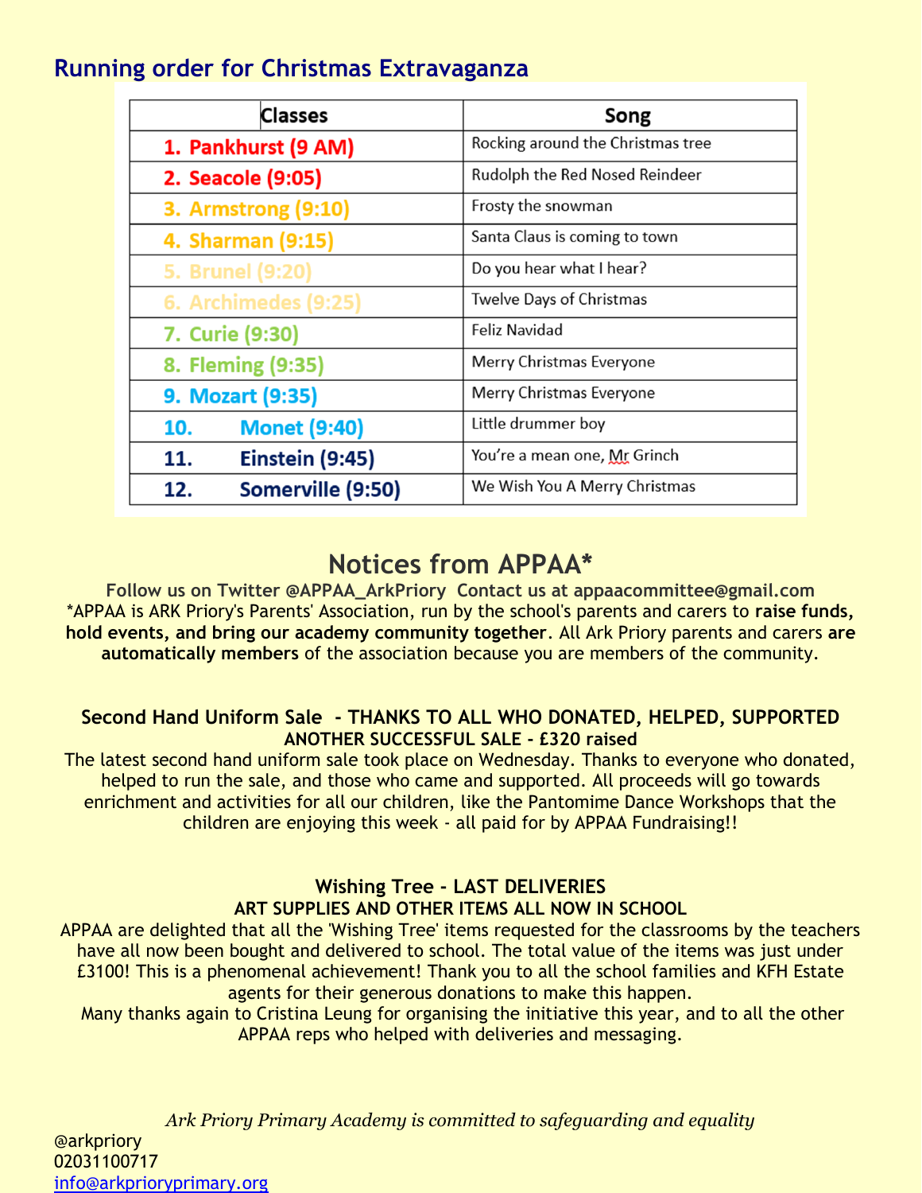## Running order for Christmas Extravaganza

| Classes | Song |
|---|---|
| 1. Pankhurst (9 AM) | Rocking around the Christmas tree |
| 2. Seacole (9:05) | Rudolph the Red Nosed Reindeer |
| 3. Armstrong (9:10) | Frosty the snowman |
| 4. Sharman (9:15) | Santa Claus is coming to town |
| 5. Brunel (9:20) | Do you hear what I hear? |
| 6. Archimedes (9:25) | Twelve Days of Christmas |
| 7. Curie (9:30) | Feliz Navidad |
| 8. Fleming (9:35) | Merry Christmas Everyone |
| 9. Mozart (9:35) | Merry Christmas Everyone |
| 10. Monet (9:40) | Little drummer boy |
| 11. Einstein (9:45) | You're a mean one, Mr Grinch |
| 12. Somerville (9:50) | We Wish You A Merry Christmas |

## Notices from APPAA*

**Follow us on Twitter @APPAA_ArkPriory Contact us at appaacommittee@gmail.com**

*APPAA is ARK Priory's Parents' Association, run by the school's parents and carers to **raise funds, hold events, and bring our academy community together**. All Ark Priory parents and carers **are automatically members** of the association because you are members of the community.

### Second Hand Uniform Sale - THANKS TO ALL WHO DONATED, HELPED, SUPPORTED

**ANOTHER SUCCESSFUL SALE - £320 raised**

The latest second hand uniform sale took place on Wednesday. Thanks to everyone who donated, helped to run the sale, and those who came and supported. All proceeds will go towards enrichment and activities for all our children, like the Pantomime Dance Workshops that the children are enjoying this week - all paid for by APPAA Fundraising!!

### Wishing Tree - LAST DELIVERIES

**ART SUPPLIES AND OTHER ITEMS ALL NOW IN SCHOOL**

APPAA are delighted that all the 'Wishing Tree' items requested for the classrooms by the teachers have all now been bought and delivered to school. The total value of the items was just under £3100! This is a phenomenal achievement! Thank you to all the school families and KFH Estate agents for their generous donations to make this happen.

Many thanks again to Cristina Leung for organising the initiative this year, and to all the other APPAA reps who helped with deliveries and messaging.

*Ark Priory Primary Academy is committed to safeguarding and equality*

@arkpriory
02031100717
info@arkprioryprimary.org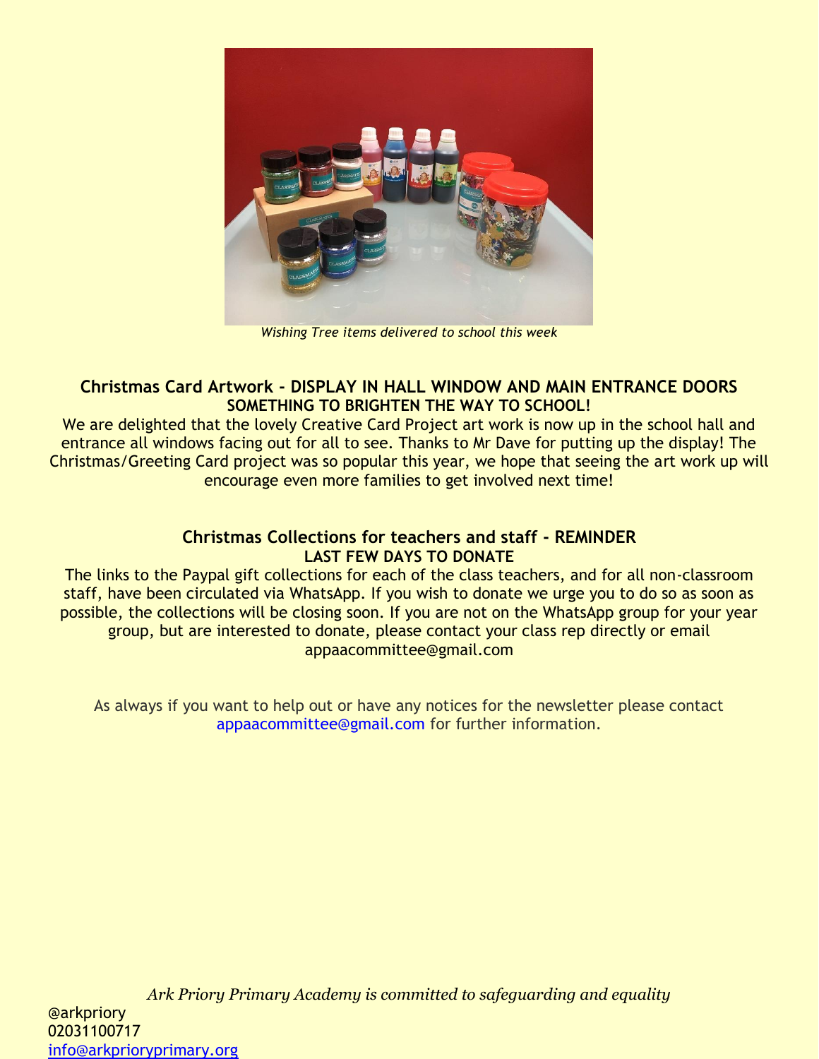*Wishing Tree items delivered to school this week*

### Christmas Card Artwork - DISPLAY IN HALL WINDOW AND MAIN ENTRANCE DOORS

**SOMETHING TO BRIGHTEN THE WAY TO SCHOOL!**

We are delighted that the lovely Creative Card Project art work is now up in the school hall and entrance all windows facing out for all to see. Thanks to Mr Dave for putting up the display! The Christmas/Greeting Card project was so popular this year, we hope that seeing the art work up will encourage even more families to get involved next time!

### Christmas Collections for teachers and staff - REMINDER

**LAST FEW DAYS TO DONATE**

The links to the Paypal gift collections for each of the class teachers, and for all non-classroom staff, have been circulated via WhatsApp. If you wish to donate we urge you to do so as soon as possible, the collections will be closing soon. If you are not on the WhatsApp group for your year group, but are interested to donate, please contact your class rep directly or email appaacommittee@gmail.com

As always if you want to help out or have any notices for the newsletter please contact appaacommittee@gmail.com for further information.

*Ark Priory Primary Academy is committed to safeguarding and equality*

@arkpriory
02031100717
info@arkprioryprimary.org